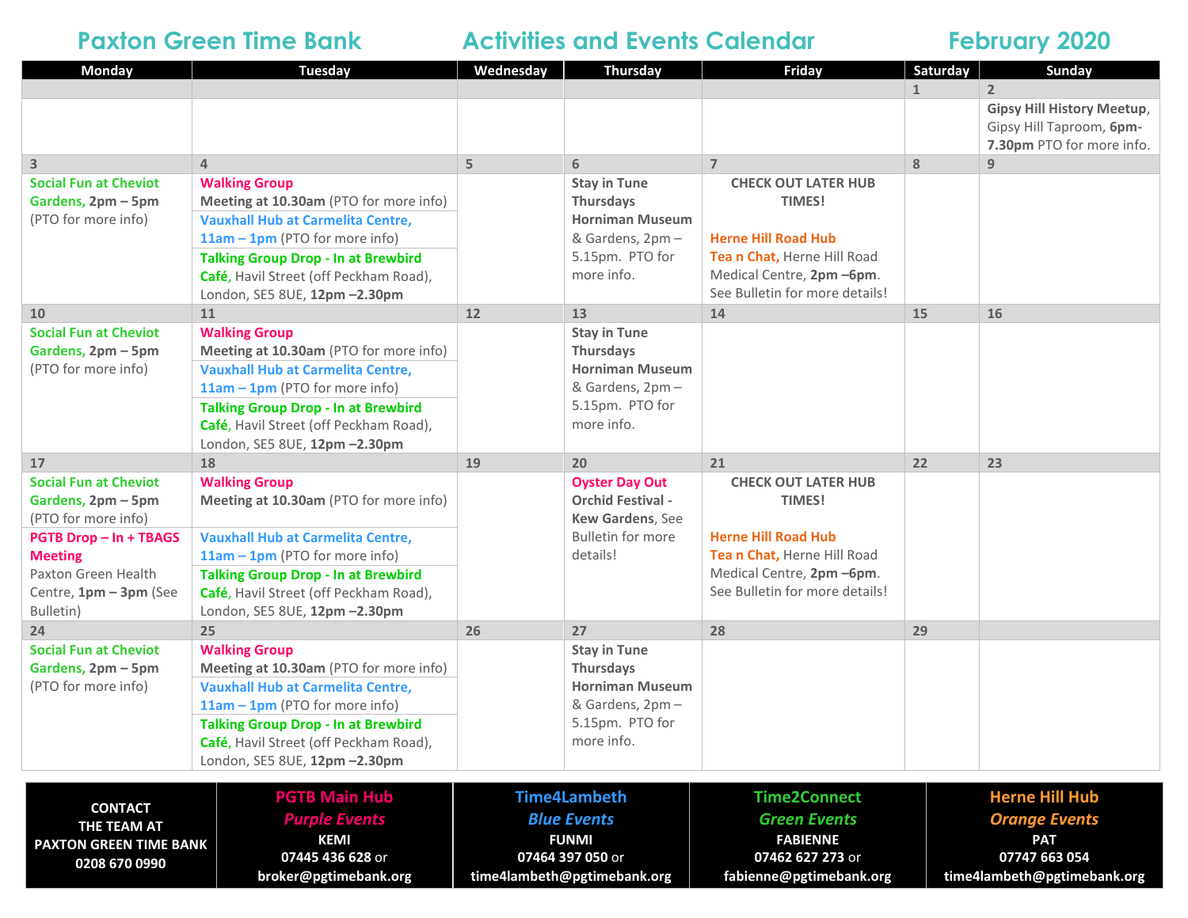# Paxton Green Time Bank — Activities and Events Calendar — February 2020

| Monday | Tuesday | Wednesday | Thursday | Friday | Saturday | Sunday |
|---|---|---|---|---|---|---|
| | | | | | 1 | 2<br>**Gipsy Hill History Meetup**, Gipsy Hill Taproom, **6pm-7.30pm** PTO for more info. |
| 3<br>**Social Fun at Cheviot Gardens, 2pm – 5pm** (PTO for more info) | 4<br>**Walking Group**<br>**Meeting at 10.30am** (PTO for more info)<br>**Vauxhall Hub at Carmelita Centre, 11am – 1pm** (PTO for more info)<br>**Talking Group Drop - In at Brewbird Café**, Havil Street (off Peckham Road), London, SE5 8UE, **12pm –2.30pm** | 5 | 6<br>**Stay in Tune Thursdays Horniman Museum** & Gardens, 2pm – 5.15pm. PTO for more info. | 7<br>**CHECK OUT LATER HUB TIMES!**<br>**Herne Hill Road Hub**<br>**Tea n Chat,** Herne Hill Road Medical Centre, **2pm –6pm**. See Bulletin for more details! | 8 | 9 |
| 10<br>**Social Fun at Cheviot Gardens, 2pm – 5pm** (PTO for more info) | 11<br>**Walking Group**<br>**Meeting at 10.30am** (PTO for more info)<br>**Vauxhall Hub at Carmelita Centre, 11am – 1pm** (PTO for more info)<br>**Talking Group Drop - In at Brewbird Café**, Havil Street (off Peckham Road), London, SE5 8UE, **12pm –2.30pm** | 12 | 13<br>**Stay in Tune Thursdays Horniman Museum** & Gardens, 2pm – 5.15pm. PTO for more info. | 14 | 15 | 16 |
| 17<br>**Social Fun at Cheviot Gardens, 2pm – 5pm** (PTO for more info)<br>**PGTB Drop – In + TBAGS Meeting**<br>Paxton Green Health Centre, **1pm – 3pm** (See Bulletin) | 18<br>**Walking Group**<br>**Meeting at 10.30am** (PTO for more info)<br>**Vauxhall Hub at Carmelita Centre, 11am – 1pm** (PTO for more info)<br>**Talking Group Drop - In at Brewbird Café**, Havil Street (off Peckham Road), London, SE5 8UE, **12pm –2.30pm** | 19 | 20<br>**Oyster Day Out**<br>**Orchid Festival - Kew Gardens**, See Bulletin for more details! | 21<br>**CHECK OUT LATER HUB TIMES!**<br>**Herne Hill Road Hub**<br>**Tea n Chat,** Herne Hill Road Medical Centre, **2pm –6pm**. See Bulletin for more details! | 22 | 23 |
| 24<br>**Social Fun at Cheviot Gardens, 2pm – 5pm** (PTO for more info) | 25<br>**Walking Group**<br>**Meeting at 10.30am** (PTO for more info)<br>**Vauxhall Hub at Carmelita Centre, 11am – 1pm** (PTO for more info)<br>**Talking Group Drop - In at Brewbird Café**, Havil Street (off Peckham Road), London, SE5 8UE, **12pm –2.30pm** | 26 | 27<br>**Stay in Tune Thursdays Horniman Museum** & Gardens, 2pm – 5.15pm. PTO for more info. | 28 | 29 | |

| CONTACT THE TEAM AT PAXTON GREEN TIME BANK 0208 670 0990 | PGTB Main Hub<br>*Purple Events*<br>KEMI<br>07445 436 628 or broker@pgtimebank.org | Time4Lambeth<br>*Blue Events*<br>FUNMI<br>07464 397 050 or time4lambeth@pgtimebank.org | Time2Connect<br>*Green Events*<br>FABIENNE<br>07462 627 273 or fabienne@pgtimebank.org | Herne Hill Hub<br>*Orange Events*<br>PAT<br>07747 663 054<br>time4lambeth@pgtimebank.org |
|---|---|---|---|---|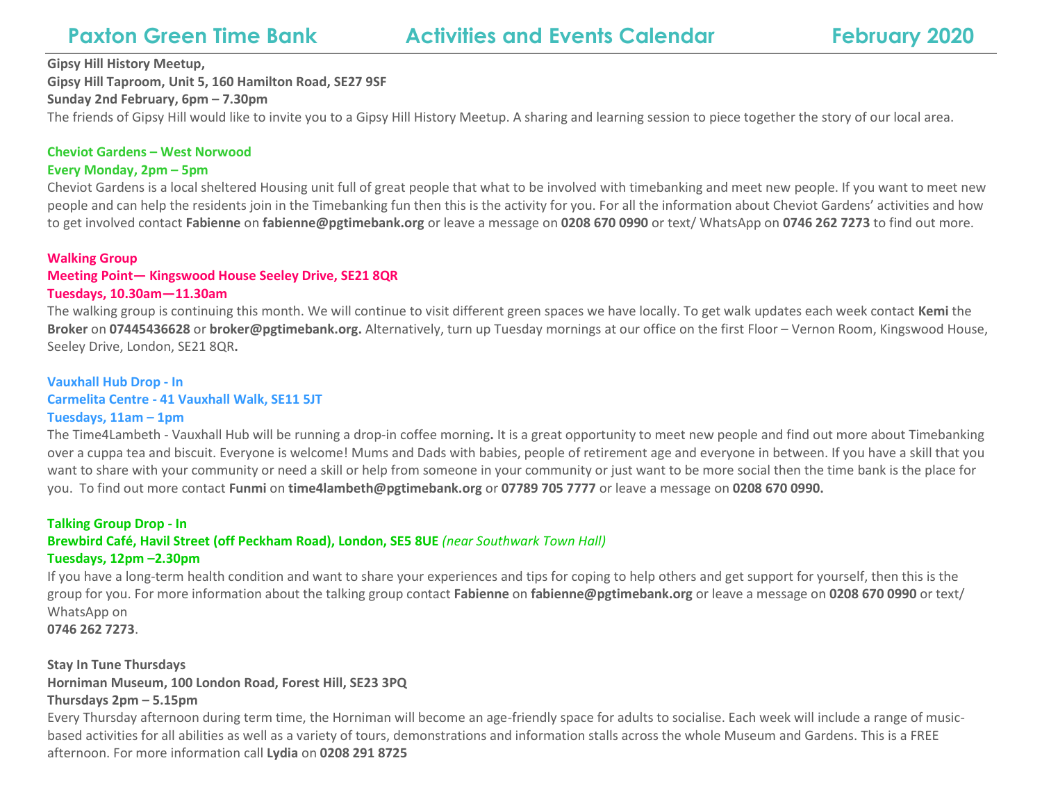# Paxton Green Time Bank — Activities and Events Calendar — February 2020

**Gipsy Hill History Meetup,**
**Gipsy Hill Taproom, Unit 5, 160 Hamilton Road, SE27 9SF**
**Sunday 2nd February, 6pm – 7.30pm**

The friends of Gipsy Hill would like to invite you to a Gipsy Hill History Meetup. A sharing and learning session to piece together the story of our local area.

**Cheviot Gardens – West Norwood**
**Every Monday, 2pm – 5pm**

Cheviot Gardens is a local sheltered Housing unit full of great people that what to be involved with timebanking and meet new people. If you want to meet new people and can help the residents join in the Timebanking fun then this is the activity for you. For all the information about Cheviot Gardens' activities and how to get involved contact **Fabienne** on **fabienne@pgtimebank.org** or leave a message on **0208 670 0990** or text/ WhatsApp on **0746 262 7273** to find out more.

**Walking Group**
**Meeting Point— Kingswood House Seeley Drive, SE21 8QR**
**Tuesdays, 10.30am—11.30am**

The walking group is continuing this month. We will continue to visit different green spaces we have locally. To get walk updates each week contact **Kemi** the **Broker** on **07445436628** or **broker@pgtimebank.org.** Alternatively, turn up Tuesday mornings at our office on the first Floor – Vernon Room, Kingswood House, Seeley Drive, London, SE21 8QR**.**

**Vauxhall Hub Drop - In**
**Carmelita Centre - 41 Vauxhall Walk, SE11 5JT**
**Tuesdays, 11am – 1pm**

The Time4Lambeth - Vauxhall Hub will be running a drop-in coffee morning**.** It is a great opportunity to meet new people and find out more about Timebanking over a cuppa tea and biscuit. Everyone is welcome! Mums and Dads with babies, people of retirement age and everyone in between. If you have a skill that you want to share with your community or need a skill or help from someone in your community or just want to be more social then the time bank is the place for you. To find out more contact **Funmi** on **time4lambeth@pgtimebank.org** or **07789 705 7777** or leave a message on **0208 670 0990.**

**Talking Group Drop - In**
**Brewbird Café, Havil Street (off Peckham Road), London, SE5 8UE** *(near Southwark Town Hall)*
**Tuesdays, 12pm –2.30pm**

If you have a long-term health condition and want to share your experiences and tips for coping to help others and get support for yourself, then this is the group for you. For more information about the talking group contact **Fabienne** on **fabienne@pgtimebank.org** or leave a message on **0208 670 0990** or text/ WhatsApp on
**0746 262 7273**.

**Stay In Tune Thursdays**
**Horniman Museum, 100 London Road, Forest Hill, SE23 3PQ**
**Thursdays 2pm – 5.15pm**

Every Thursday afternoon during term time, the Horniman will become an age-friendly space for adults to socialise. Each week will include a range of music-based activities for all abilities as well as a variety of tours, demonstrations and information stalls across the whole Museum and Gardens. This is a FREE afternoon. For more information call **Lydia** on **0208 291 8725**